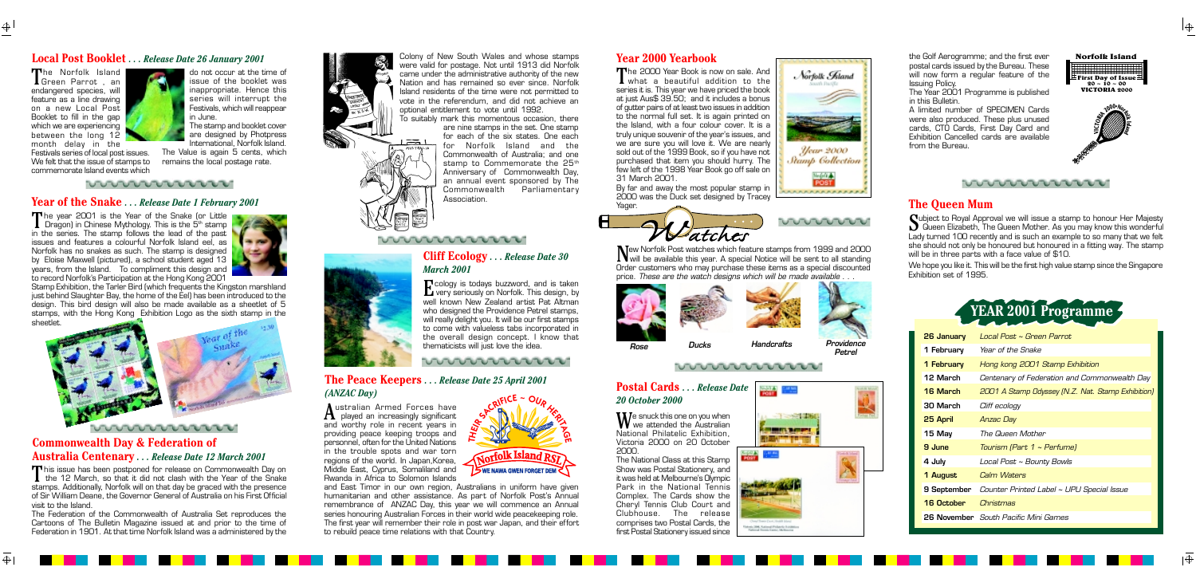## Local Post Booklet . . . *Release Date 26 January 2001*

The Norfolk Island Green Parrot, an endangered species, will feature as a line drawing on a new Local Post Booklet to fill in the gap which we are experiencing between the long 12 month delay in the Festivals series of local post issues. We felt that the issue of stamps to commemorate Island events which do not occur at the time of issue of the booklet was inappropriate. Hence this series will interrupt the Festivals, which will reappear in June.

The stamp and booklet cover are designed by Photpress International, Norfolk Island.

The Value is again 5 cents, which remains the local postage rate.

## Year of the Snake . . . *Release Date 1 February 2001*

The year 2001 is the Year of the Snake (or Little Dragon) in Chinese Mythology. This is the 5th stamp in the series. The stamp follows the lead of the past issues and features a colourful Norfolk Island eel, as Norfolk has no snakes as such. The stamp is designed by Eloise Maxwell (pictured), a school student aged 13 years, from the Island. To compliment this design and to record Norfolk's Participation at the Hong Kong 2001 Stamp Exhibition, the Tarler Bird (which frequents the Kingston marshland just behind Slaughter Bay, the home of the Eel) has been introduced to the design. This bird design will also be made available as a sheetlet of 5 stamps, with the Hong Kong Exhibition Logo as the sixth stamp in the sheetlet.

## Commonwealth Day & Federation of Australia Centenary . . . *Release Date 12 March 2001*

This issue has been postponed for release on Commonwealth Day on the 12 March, so that it did not clash with the Year of the Snake stamps. Additionally, Norfolk will on that day be graced with the presence of Sir William Deane, the Governor General of Australia on his First Official visit to the Island.

The Federation of the Commonwealth of Australia Set reproduces the Cartoons of The Bulletin Magazine issued at and prior to the time of Federation in 1901. At that time Norfolk Island was a administered by the Colony of New South Wales and whose stamps were valid for postage. Not until 1913 did Norfolk came under the administrative authority of the new Nation and has remained so ever since. Norfolk Island residents of the time were not permitted to vote in the referendum, and did not achieve an optional entitlement to vote until 1992.

To suitably mark this momentous occasion, there are nine stamps in the set. One stamp for each of the six states. One each for Norfolk Island and the Commonwealth of Australia; and one stamp to Commemorate the 25th Anniversary of Commonwealth Day, an annual event sponsored by The Commonwealth Parliamentary Association.

## Cliff Ecology . . . *Release Date 30 March 2001*

Ecology is todays buzzword, and is taken very seriously on Norfolk. This design, by well known New Zealand artist Pat Altman who designed the Providence Petrel stamps, will really delight you. It will be our first stamps to come with valueless tabs incorporated in the overall design concept. I know that thematicists will just love the idea.

## The Peace Keepers . . . *Release Date 25 April 2001 (ANZAC Day)*

Australian Armed Forces have played an increasingly significant and worthy role in recent years in providing peace keeping troops and personnel, often for the United Nations in the trouble spots and war torn regions of the world. In Japan, Korea, Middle East, Cyprus, Somaliland and Rwanda in Africa to Solomon Islands and East Timor in our own region, Australians in uniform have given humanitarian and other assistance. As part of Norfolk Post's Annual remembrance of ANZAC Day, this year we will commence an Annual series honouring Australian Forces in their world wide peacekeeping role. The first year will remember their role in post war Japan, and their effort to rebuild peace time relations with that Country.

## Year 2000 Yearbook

The 2000 Year Book is now on sale. And what a beautiful addition to the series it is. This year we have priced the book at just Aus$ 39.50; and it includes a bonus of gutter pairs of at least two issues in addition to the normal full set. It is again printed on the Island, with a four colour cover. It is a truly unique souvenir of the year's issues, and we are sure you will love it. We are nearly sold out of the 1999 Book, so if you have not purchased that item you should hurry. The few left of the 1998 Year Book go off sale on 31 March 2001.

By far and away the most popular stamp in 2000 was the Duck set designed by Tracey Yager.

## Watches

New Norfolk Post watches which feature stamps from 1999 and 2000 will be available this year. A special Notice will be sent to all standing Order customers who may purchase these items as a special discounted price. *These are the watch designs which will be made available . . .*

*Rose* *Ducks* *Handcrafts* *Providence Petrel*

## Postal Cards . . . *Release Date 20 October 2000*

We snuck this one on you when we attended the Australian National Philatelic Exhibition, Victoria 2000 on 20 October 2000.

The National Class at this Stamp Show was Postal Stationery, and it was held at Melbourne's Olympic Park in the National Tennis Complex. The Cards show the Cheryl Tennis Club Court and Clubhouse. The release comprises two Postal Cards, the first Postal Stationery issued since the Golf Aerogramme; and the first ever postal cards issued by the Bureau. These will now form a regular feature of the Issuing Policy.

The Year 2001 Programme is published in this Bulletin.

A limited number of SPECIMEN Cards were also produced. These plus unused cards, CTO Cards, First Day Card and Exhibition Cancelled cards are available from the Bureau.

## The Queen Mum

Subject to Royal Approval we will issue a stamp to honour Her Majesty Queen Elizabeth, The Queen Mother. As you may know this wonderful Lady turned 100 recently and is such an example to so many that we felt she should not only be honoured but honoured in a fitting way. The stamp will be in three parts with a face value of $10.

We hope you like it. This will be the first high value stamp since the Singapore Exhibition set of 1995.

## YEAR 2001 Programme

| Date | Issue |
|---|---|
| 26 January | Local Post ~ Green Parrot |
| 1 February | Year of the Snake |
| 1 February | Hong kong 2001 Stamp Exhibition |
| 12 March | Centenary of Federation and Commonwealth Day |
| 16 March | 2001 A Stamp Odyssey (N.Z. Nat. Stamp Exhibition) |
| 30 March | Cliff ecology |
| 25 April | Anzac Day |
| 15 May | The Queen Mother |
| 9 June | Tourism (Part 1 ~ Perfume) |
| 4 July | Local Post ~ Bounty Bowls |
| 1 August | Calm Waters |
| 9 September | Counter Printed Label ~ UPU Special Issue |
| 16 October | Christmas |
| 26 November | South Pacific Mini Games |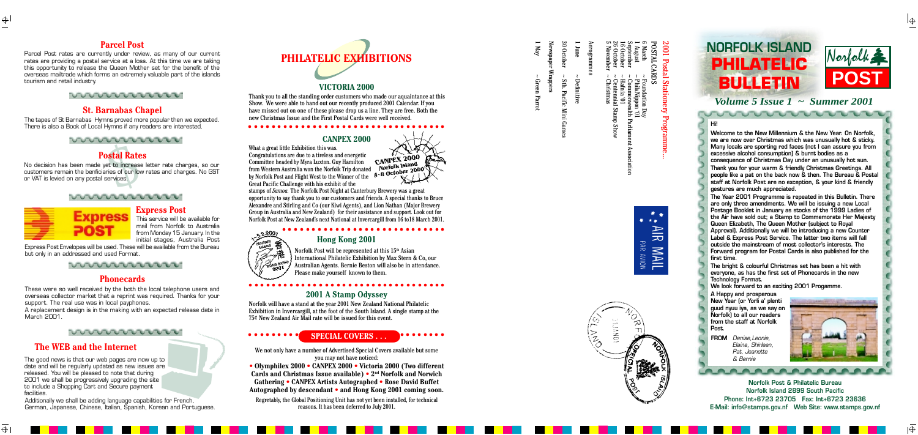## Parcel Post

Parcel Post rates are currently under review, as many of our current rates are providing a postal service at a loss. At this time we are taking this opportunity to release the Queen Mother set for the benefit of the overseas mailtrade which forms an extremely valuable part of the islands tourism and retail industry.

## St. Barnabas Chapel

The tapes of St Barnabas Hymns proved more popular then we expected. There is also a Book of Local Hymns if any readers are interested.

## Postal Rates

No decision has been made yet to increase letter rate charges, so our customers remain the beneficiaries of our low rates and charges. No GST or VAT is levied on any postal services.

## Express Post

This service will be available for mail from Norfolk to Australia from Monday 15 January. In the initial stages, Australia Post Express Post Envelopes will be used. These will be available from the Bureau but only in an addressed and used Format.

## Phonecards

These were so well received by the both the local telephone users and overseas collector market that a reprint was required. Thanks for your support. The real use was in local payphones.

A replacement design is in the making with an expected release date in March 2001.

## The WEB and the Internet

The good news is that our web pages are now up to date and will be regularly updated as new issues are released. You will be pleased to note that during 2001 we shall be progressively upgrading the site to include a Shopping Cart and Secure payment facilities.

Additionally we shall be adding language capabilities for French, German, Japanese, Chinese, Italian, Spanish, Korean and Portuguese.

# PHILATELIC EXHIBITIONS

## VICTORIA 2000

Thank you to all the standing order customers who made our aquaintance at this Show. We were able to hand out our recently produced 2001 Calendar. If you have missed out on one of these please drop us a line. They are free. Both the new Christmas Issue and the First Postal Cards were well received.

## CANPEX 2000

What a great little Exhibition this was. Congratulations are due to a tireless and energetic Committee headed by Myra Luxton. Guy Hamilton from Western Australia won the Norfolk Trip donated by Norfolk Post and Flight West to the Winner of the Great Pacific Challenge with his exhibit of the stamps of *Samoa*. The Norfolk Post Night at Canterbury Brewery was a great opportunity to say thank you to our customers and friends. A special thanks to Bruce Alexandre and Stirling and Co (our Kiwi Agents), and Lion Nathan (Major Brewery Group in Australia and New Zealand) for their assistance and support. Look out for Norfolk Post at New Zealand's next National at Invercargill from 16 to18 March 2001.

## Hong Kong 2001

Norfolk Post will be represented at this 15th Asian International Philatelic Exhibition by Max Stern & Co, our Australian Agents. Bernie Beston will also be in attendance. Please make yourself known to them.

## 2001 A Stamp Odyssey

Norfolk will have a stand at the year 2001 New Zealand National Philatelic Exhibition in Invercargill, at the foot of the South Island. A single stamp at the 75¢ New Zealand Air Mail rate will be issued for this event.

## SPECIAL COVERS . . .

We not only have a number of Advertised Special Covers available but some you may not have noticed:

**• Olymphilex 2000 • CANPEX 2000 • Victoria 2000 (Two different Cards and Christmas Issue available) • 2nd Norfolk and Norwich Gathering • CANPEX Artists Autographed • Rose David Buffet Autographed by descendant • and Hong Kong 2001 coming soon.**

Regretably, the Global Positioning Unit has not yet been installed, for technical reasons. It has been deferred to July 2001.

## 2001 Postal Stationery Programme...

**POSTAL CARDS**

6 March ~ Foundation Day
1 August ~ PhilaNippon '01
September ~ Commonwealth Parliament Association
16 October ~ Hafnia '01
26 October ~ Centennial Stamp Show
5 November ~ Christmas

**Aerogrammes**

1 June ~ Definitive

**Newspaper Wrappers**

30 October ~ 5th. Pacific Mini Games

1 May ~ Green Parrot

# NORFOLK ISLAND PHILATELIC BULLETIN

*Volume 5 Issue 1 ~ Summer 2001*

Hi!

Welcome to the New Millennium & the New Year. On Norfolk, we are now over Christmas which was unusually hot & sticky. Many locals are sporting red faces (not I can assure you from excessive alcohol consumption) & burnt bodies as a consequence of Christmas Day under an unusually hot sun.

Thank you for your warm & friendly Christmas Greetings. All people like a pat on the back now & then. The Bureau & Postal staff at Norfolk Post are no exception, & your kind & friendly gestures are much appreciated.

The Year 2001 Programme is repeated in this Bulletin. There are only three amendments. We will be issuing a new Local Postage Booklet in January as stocks of the 1999 Ladies of the Air have sold out; a Stamp to Commemorate Her Majesty Queen Elizabeth, The Queen Mother (subject to Royal Approval). Additionally we will be introducing a new Counter Label & Express Post Service. The latter two items will fall outside the mainstream of most collector's interests. The Forward program for Postal Cards is also published for the first time.

The bright & colourful Christmas set has been a hit with everyone, as has the first set of Phonecards in the new Technology Format.

We look forward to an exciting 2001 Progamme.

A Happy and prosperous New Year (or Yorli a' plenti guud nyuu iya, as we say on Norfolk) to all our readers from the staff at Norfolk Post.

FROM *Denise, Leonie, Elaine, Shirleen, Pat, Jeanette & Bernie*

Norfolk Post & Philatelic Bureau
Norfolk Island 2899 South Pacific
Phone: Int+6723 23705 Fax: Int+6723 23636
E-Mail: info@stamps.gov.nf Web Site: www.stamps.gov.nf